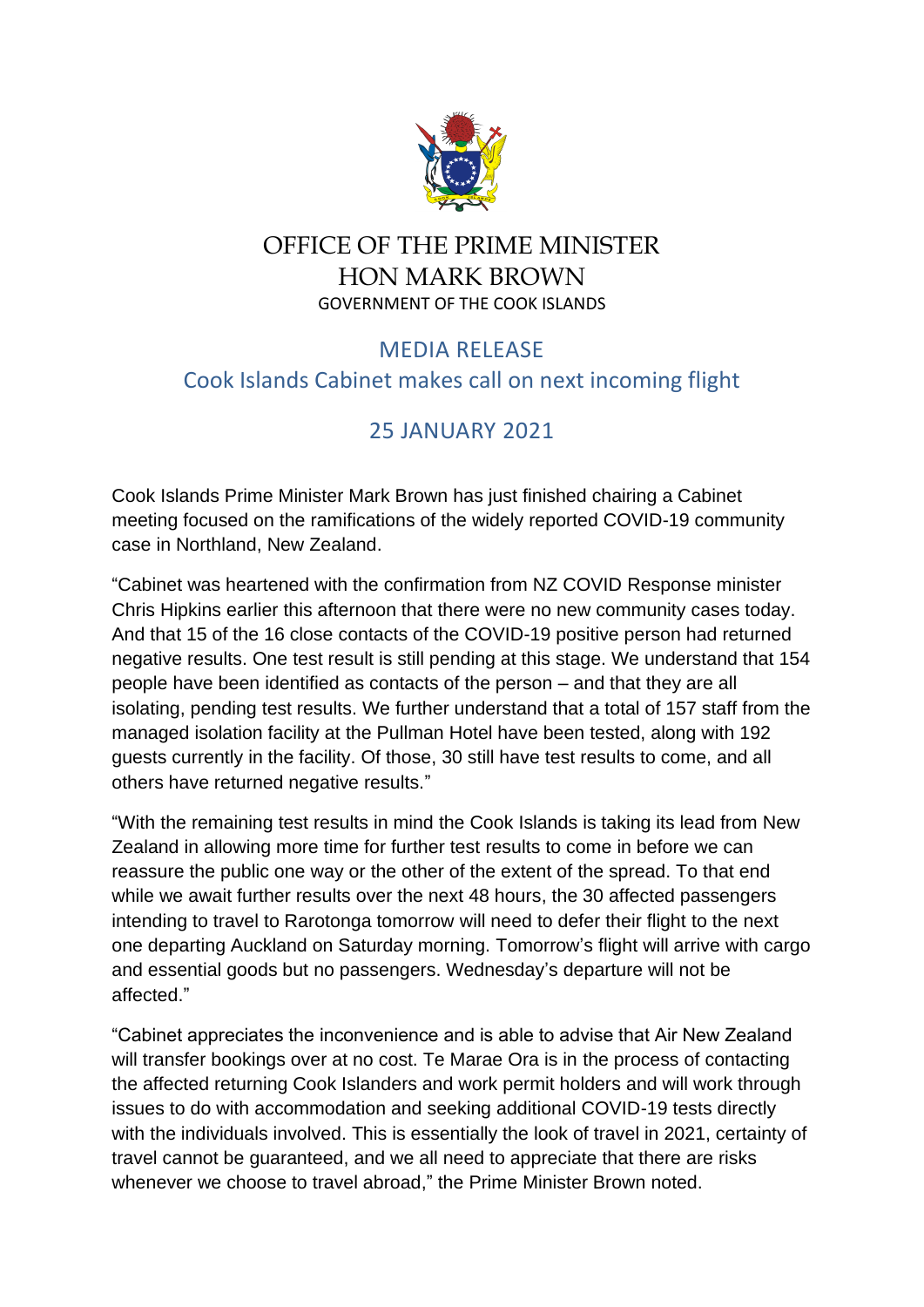# OFFICE OF THE PRIME MINISTER
# HON MARK BROWN
GOVERNMENT OF THE COOK ISLANDS

## MEDIA RELEASE
## Cook Islands Cabinet makes call on next incoming flight

## 25 JANUARY 2021

Cook Islands Prime Minister Mark Brown has just finished chairing a Cabinet meeting focused on the ramifications of the widely reported COVID-19 community case in Northland, New Zealand.

"Cabinet was heartened with the confirmation from NZ COVID Response minister Chris Hipkins earlier this afternoon that there were no new community cases today. And that 15 of the 16 close contacts of the COVID-19 positive person had returned negative results. One test result is still pending at this stage. We understand that 154 people have been identified as contacts of the person – and that they are all isolating, pending test results. We further understand that a total of 157 staff from the managed isolation facility at the Pullman Hotel have been tested, along with 192 guests currently in the facility. Of those, 30 still have test results to come, and all others have returned negative results."

"With the remaining test results in mind the Cook Islands is taking its lead from New Zealand in allowing more time for further test results to come in before we can reassure the public one way or the other of the extent of the spread. To that end while we await further results over the next 48 hours, the 30 affected passengers intending to travel to Rarotonga tomorrow will need to defer their flight to the next one departing Auckland on Saturday morning. Tomorrow's flight will arrive with cargo and essential goods but no passengers. Wednesday's departure will not be affected."

"Cabinet appreciates the inconvenience and is able to advise that Air New Zealand will transfer bookings over at no cost. Te Marae Ora is in the process of contacting the affected returning Cook Islanders and work permit holders and will work through issues to do with accommodation and seeking additional COVID-19 tests directly with the individuals involved. This is essentially the look of travel in 2021, certainty of travel cannot be guaranteed, and we all need to appreciate that there are risks whenever we choose to travel abroad," the Prime Minister Brown noted.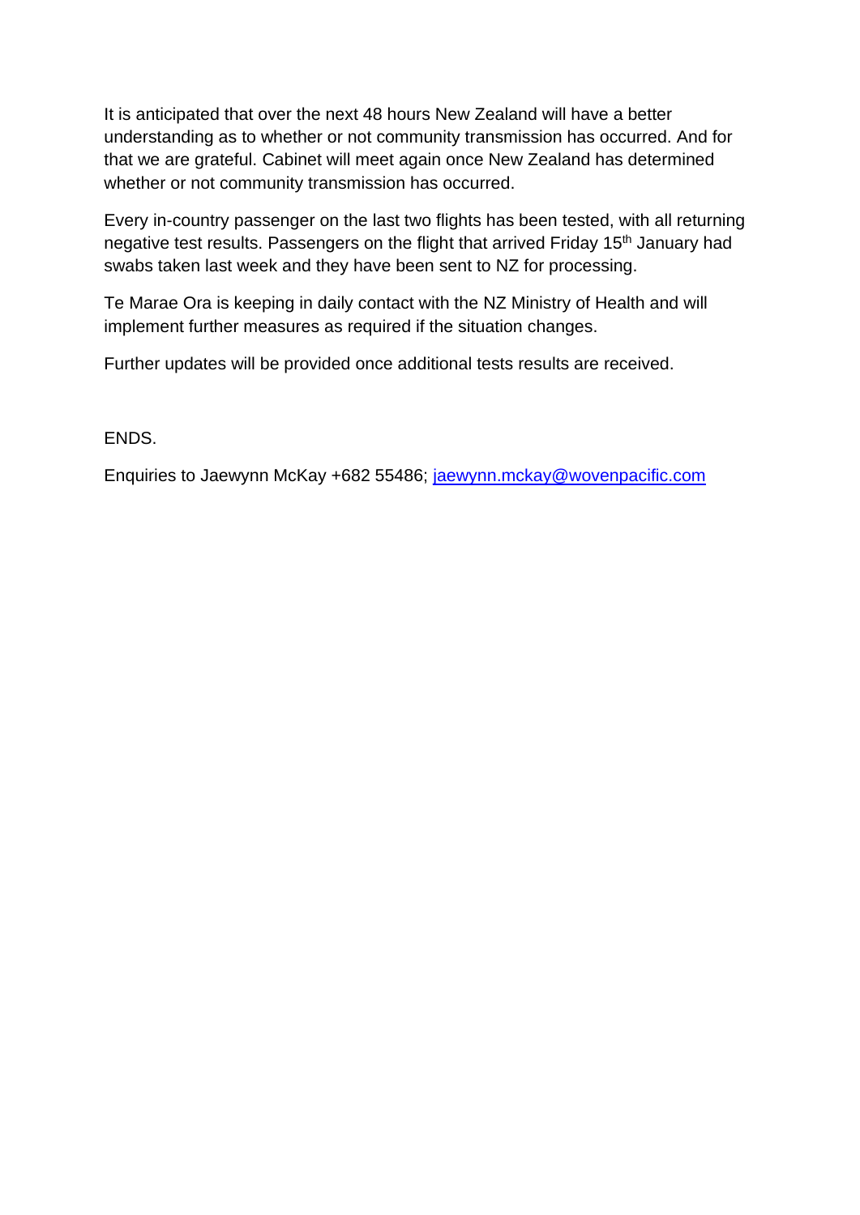It is anticipated that over the next 48 hours New Zealand will have a better understanding as to whether or not community transmission has occurred. And for that we are grateful. Cabinet will meet again once New Zealand has determined whether or not community transmission has occurred.

Every in-country passenger on the last two flights has been tested, with all returning negative test results. Passengers on the flight that arrived Friday 15th January had swabs taken last week and they have been sent to NZ for processing.

Te Marae Ora is keeping in daily contact with the NZ Ministry of Health and will implement further measures as required if the situation changes.

Further updates will be provided once additional tests results are received.

ENDS.

Enquiries to Jaewynn McKay +682 55486; jaewynn.mckay@wovenpacific.com